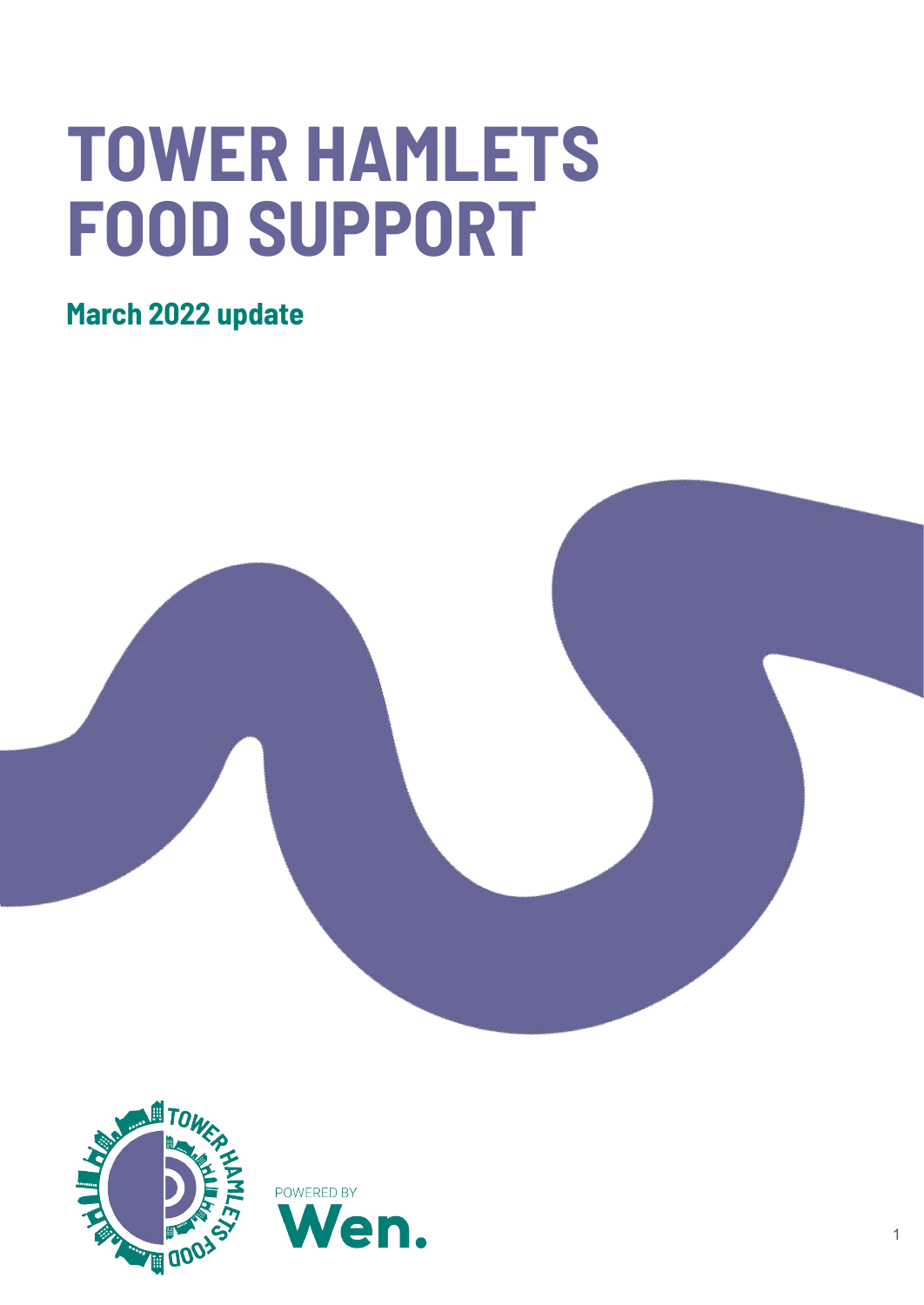# TOWER HAMLETS FOOD SUPPORT

## March 2022 update

POWERED BY

Wen.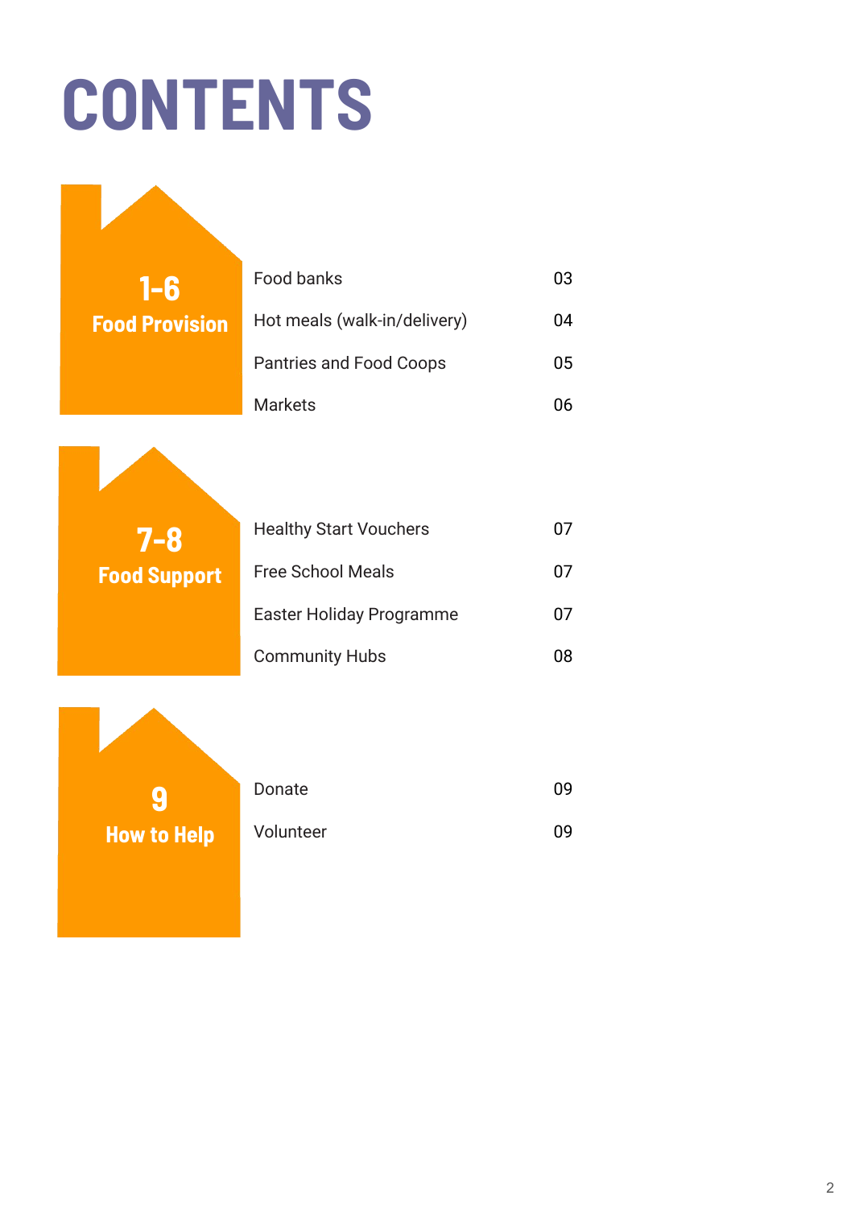# CONTENTS

## 1-6 Food Provision

| | |
|---|---|
| Food banks | 03 |
| Hot meals (walk-in/delivery) | 04 |
| Pantries and Food Coops | 05 |
| Markets | 06 |

## 7-8 Food Support

| | |
|---|---|
| Healthy Start Vouchers | 07 |
| Free School Meals | 07 |
| Easter Holiday Programme | 07 |
| Community Hubs | 08 |

## 9 How to Help

| | |
|---|---|
| Donate | 09 |
| Volunteer | 09 |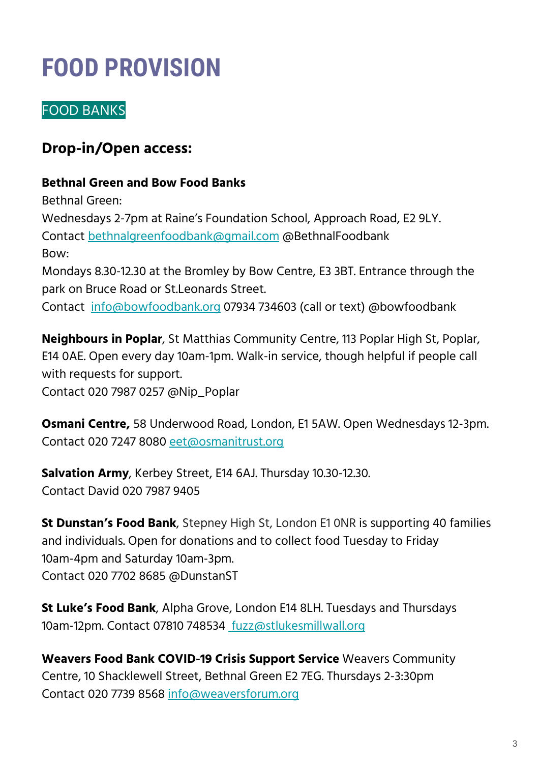# FOOD PROVISION

## FOOD BANKS

### Drop-in/Open access:

**Bethnal Green and Bow Food Banks**
Bethnal Green:
Wednesdays 2-7pm at Raine's Foundation School, Approach Road, E2 9LY.
Contact bethnalgreenfoodbank@gmail.com @BethnalFoodbank
Bow:
Mondays 8.30-12.30 at the Bromley by Bow Centre, E3 3BT. Entrance through the park on Bruce Road or St.Leonards Street.
Contact info@bowfoodbank.org 07934 734603 (call or text) @bowfoodbank

**Neighbours in Poplar**, St Matthias Community Centre, 113 Poplar High St, Poplar, E14 0AE. Open every day 10am-1pm. Walk-in service, though helpful if people call with requests for support.
Contact 020 7987 0257 @Nip_Poplar

**Osmani Centre,** 58 Underwood Road, London, E1 5AW. Open Wednesdays 12-3pm.
Contact 020 7247 8080 eet@osmanitrust.org

**Salvation Army**, Kerbey Street, E14 6AJ. Thursday 10.30-12.30.
Contact David 020 7987 9405

**St Dunstan's Food Bank**, Stepney High St, London E1 0NR is supporting 40 families and individuals. Open for donations and to collect food Tuesday to Friday 10am-4pm and Saturday 10am-3pm.
Contact 020 7702 8685 @DunstanST

**St Luke's Food Bank**, Alpha Grove, London E14 8LH. Tuesdays and Thursdays 10am-12pm. Contact 07810 748534 fuzz@stlukesmillwall.org

**Weavers Food Bank COVID-19 Crisis Support Service** Weavers Community Centre, 10 Shacklewell Street, Bethnal Green E2 7EG. Thursdays 2-3:30pm
Contact 020 7739 8568 info@weaversforum.org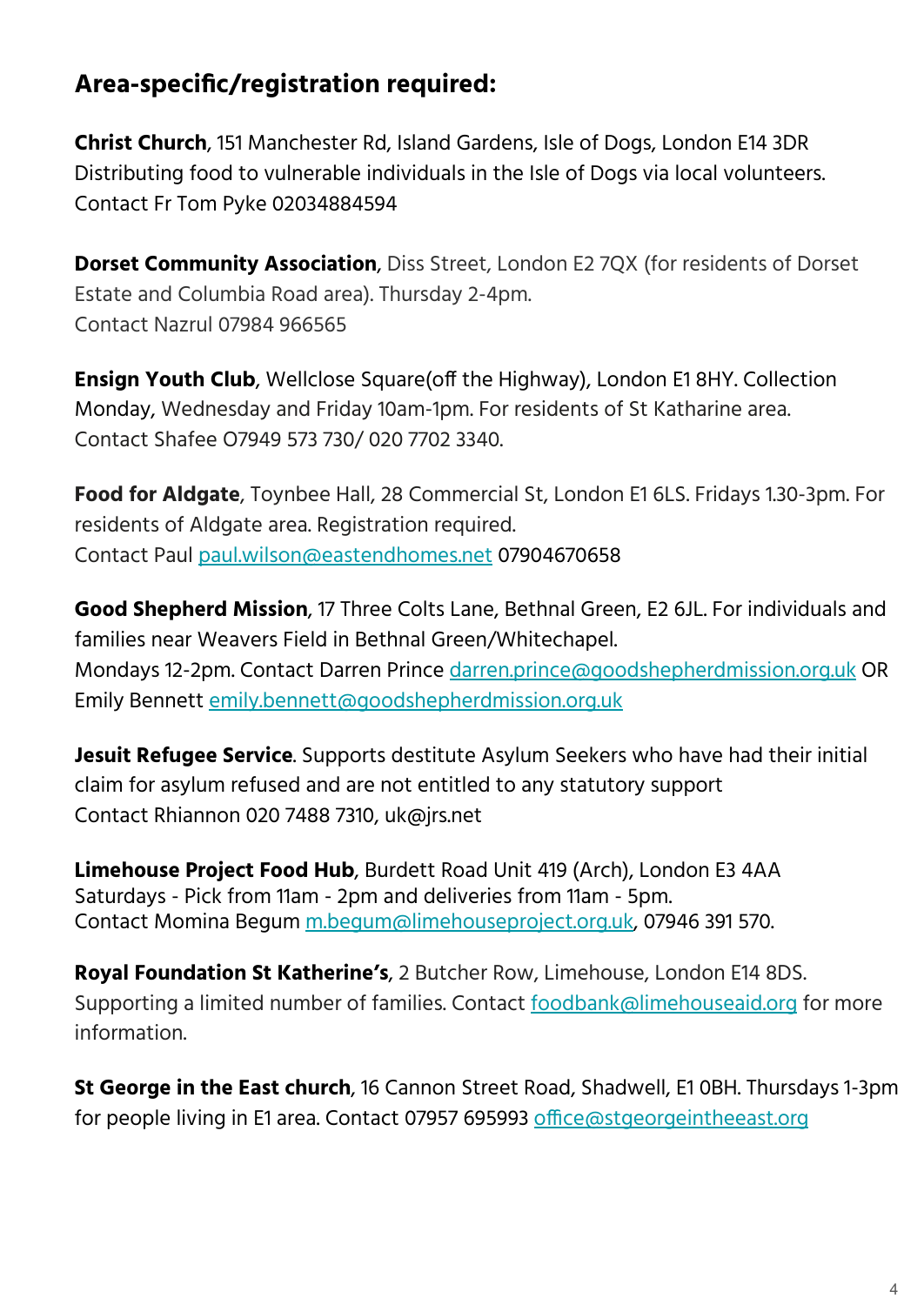## Area-specific/registration required:

**Christ Church**, 151 Manchester Rd, Island Gardens, Isle of Dogs, London E14 3DR
Distributing food to vulnerable individuals in the Isle of Dogs via local volunteers.
Contact Fr Tom Pyke 02034884594

**Dorset Community Association**, Diss Street, London E2 7QX (for residents of Dorset Estate and Columbia Road area). Thursday 2-4pm.
Contact Nazrul 07984 966565

**Ensign Youth Club**, Wellclose Square(off the Highway), London E1 8HY. Collection Monday, Wednesday and Friday 10am-1pm. For residents of St Katharine area.
Contact Shafee O7949 573 730/ 020 7702 3340.

**Food for Aldgate**, Toynbee Hall, 28 Commercial St, London E1 6LS. Fridays 1.30-3pm. For residents of Aldgate area. Registration required.
Contact Paul paul.wilson@eastendhomes.net 07904670658

**Good Shepherd Mission**, 17 Three Colts Lane, Bethnal Green, E2 6JL. For individuals and families near Weavers Field in Bethnal Green/Whitechapel.
Mondays 12-2pm. Contact Darren Prince darren.prince@goodshepherdmission.org.uk OR Emily Bennett emily.bennett@goodshepherdmission.org.uk

**Jesuit Refugee Service**. Supports destitute Asylum Seekers who have had their initial claim for asylum refused and are not entitled to any statutory support
Contact Rhiannon 020 7488 7310, uk@jrs.net

**Limehouse Project Food Hub**, Burdett Road Unit 419 (Arch), London E3 4AA
Saturdays - Pick from 11am - 2pm and deliveries from 11am - 5pm.
Contact Momina Begum m.begum@limehouseproject.org.uk, 07946 391 570.

**Royal Foundation St Katherine's**, 2 Butcher Row, Limehouse, London E14 8DS.
Supporting a limited number of families. Contact foodbank@limehouseaid.org for more information.

**St George in the East church**, 16 Cannon Street Road, Shadwell, E1 0BH. Thursdays 1-3pm for people living in E1 area. Contact 07957 695993 office@stgeorgeintheeast.org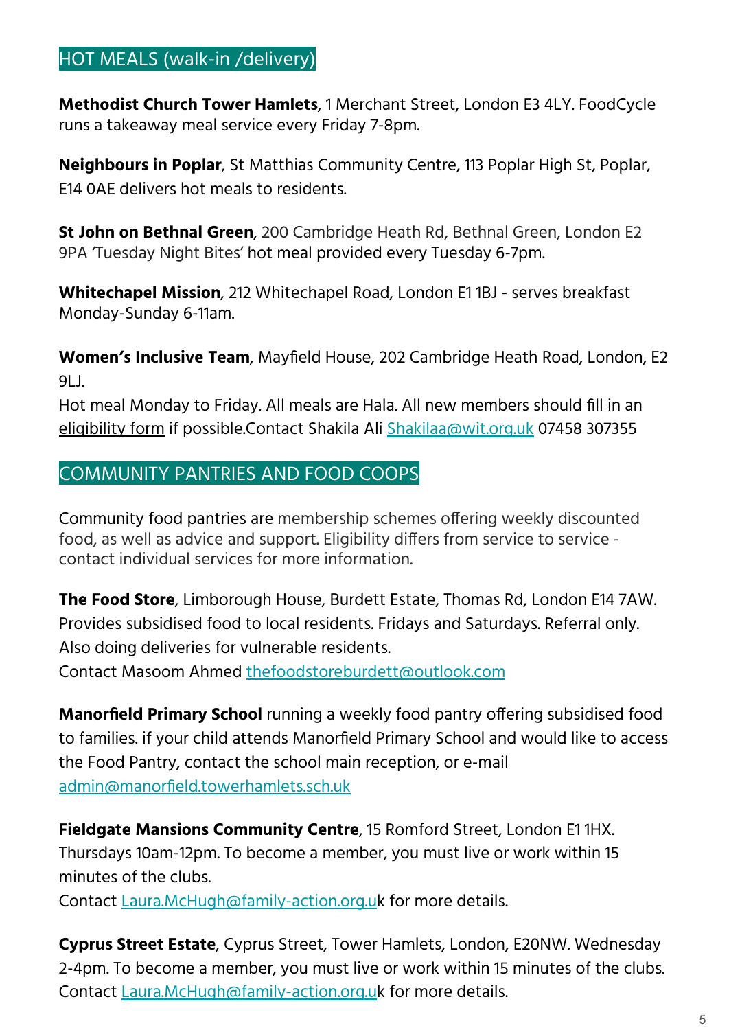## HOT MEALS (walk-in /delivery)

**Methodist Church Tower Hamlets**, 1 Merchant Street, London E3 4LY. FoodCycle runs a takeaway meal service every Friday 7-8pm.

**Neighbours in Poplar**, St Matthias Community Centre, 113 Poplar High St, Poplar, E14 0AE delivers hot meals to residents.

**St John on Bethnal Green**, 200 Cambridge Heath Rd, Bethnal Green, London E2 9PA 'Tuesday Night Bites' hot meal provided every Tuesday 6-7pm.

**Whitechapel Mission**, 212 Whitechapel Road, London E1 1BJ - serves breakfast Monday-Sunday 6-11am.

**Women's Inclusive Team**, Mayfield House, 202 Cambridge Heath Road, London, E2 9LJ.
Hot meal Monday to Friday. All meals are Hala. All new members should fill in an eligibility form if possible.Contact Shakila Ali Shakilaa@wit.org.uk 07458 307355

## COMMUNITY PANTRIES AND FOOD COOPS

Community food pantries are membership schemes offering weekly discounted food, as well as advice and support. Eligibility differs from service to service - contact individual services for more information.

**The Food Store**, Limborough House, Burdett Estate, Thomas Rd, London E14 7AW. Provides subsidised food to local residents. Fridays and Saturdays. Referral only. Also doing deliveries for vulnerable residents.
Contact Masoom Ahmed thefoodstoreburdett@outlook.com

**Manorfield Primary School** running a weekly food pantry offering subsidised food to families. if your child attends Manorfield Primary School and would like to access the Food Pantry, contact the school main reception, or e-mail admin@manorfield.towerhamlets.sch.uk

**Fieldgate Mansions Community Centre**, 15 Romford Street, London E1 1HX. Thursdays 10am-12pm. To become a member, you must live or work within 15 minutes of the clubs.
Contact Laura.McHugh@family-action.org.uk for more details.

**Cyprus Street Estate**, Cyprus Street, Tower Hamlets, London, E20NW. Wednesday 2-4pm. To become a member, you must live or work within 15 minutes of the clubs. Contact Laura.McHugh@family-action.org.uk for more details.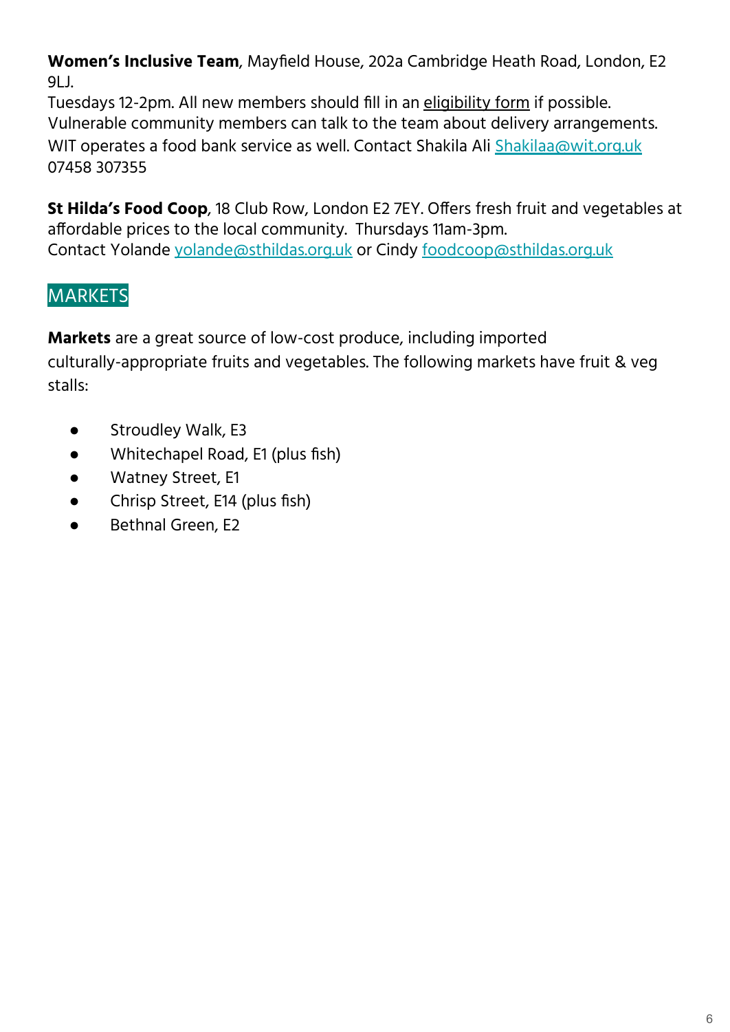**Women's Inclusive Team**, Mayfield House, 202a Cambridge Heath Road, London, E2 9LJ.
Tuesdays 12-2pm. All new members should fill in an eligibility form if possible. Vulnerable community members can talk to the team about delivery arrangements. WIT operates a food bank service as well. Contact Shakila Ali Shakilaa@wit.org.uk 07458 307355

**St Hilda's Food Coop**, 18 Club Row, London E2 7EY. Offers fresh fruit and vegetables at affordable prices to the local community. Thursdays 11am-3pm.
Contact Yolande yolande@sthildas.org.uk or Cindy foodcoop@sthildas.org.uk

## MARKETS

**Markets** are a great source of low-cost produce, including imported culturally-appropriate fruits and vegetables. The following markets have fruit & veg stalls:

- Stroudley Walk, E3
- Whitechapel Road, E1 (plus fish)
- Watney Street, E1
- Chrisp Street, E14 (plus fish)
- Bethnal Green, E2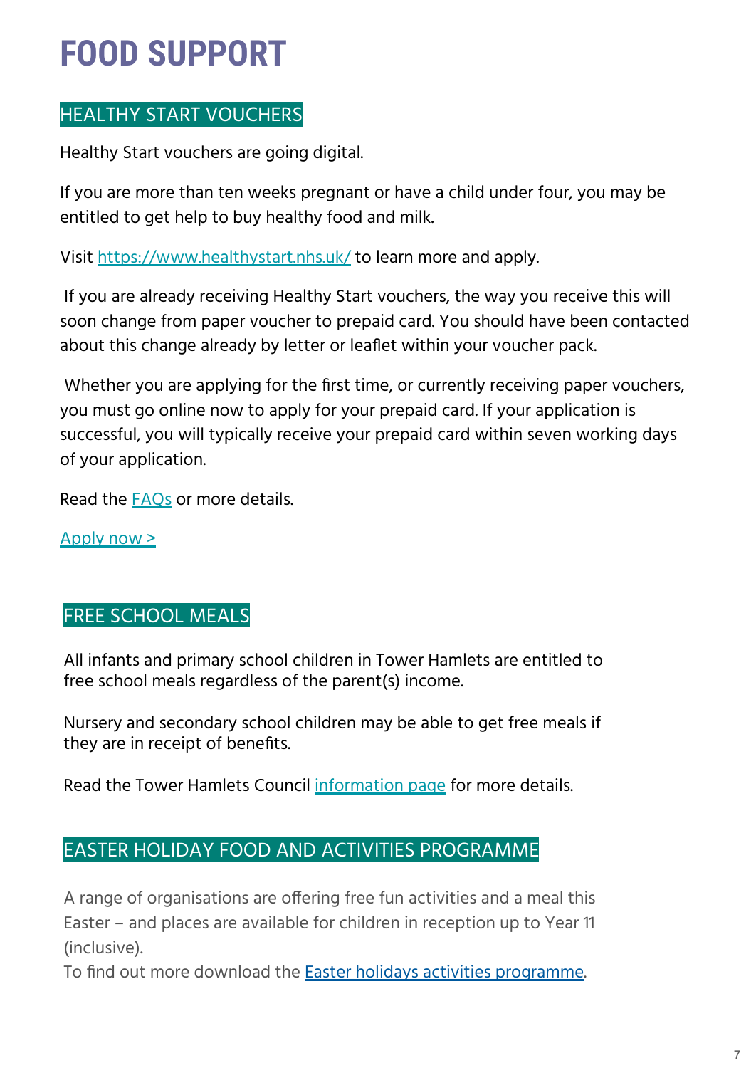# FOOD SUPPORT

## HEALTHY START VOUCHERS

Healthy Start vouchers are going digital.

If you are more than ten weeks pregnant or have a child under four, you may be entitled to get help to buy healthy food and milk.

Visit https://www.healthystart.nhs.uk/ to learn more and apply.

If you are already receiving Healthy Start vouchers, the way you receive this will soon change from paper voucher to prepaid card. You should have been contacted about this change already by letter or leaflet within your voucher pack.

Whether you are applying for the first time, or currently receiving paper vouchers, you must go online now to apply for your prepaid card. If your application is successful, you will typically receive your prepaid card within seven working days of your application.

Read the FAQs or more details.

Apply now >

## FREE SCHOOL MEALS

All infants and primary school children in Tower Hamlets are entitled to free school meals regardless of the parent(s) income.

Nursery and secondary school children may be able to get free meals if they are in receipt of benefits.

Read the Tower Hamlets Council information page for more details.

## EASTER HOLIDAY FOOD AND ACTIVITIES PROGRAMME

A range of organisations are offering free fun activities and a meal this Easter – and places are available for children in reception up to Year 11 (inclusive).
To find out more download the Easter holidays activities programme.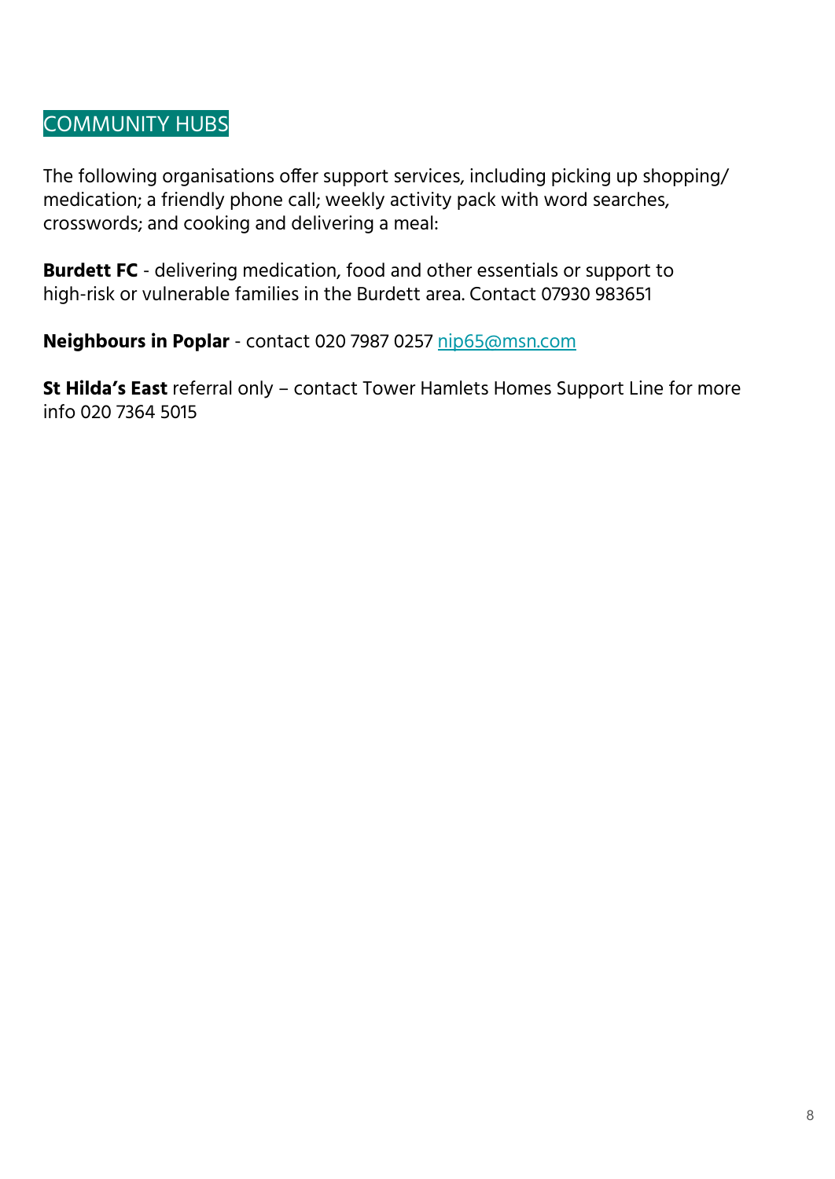## COMMUNITY HUBS

The following organisations offer support services, including picking up shopping/ medication; a friendly phone call; weekly activity pack with word searches, crosswords; and cooking and delivering a meal:

**Burdett FC** - delivering medication, food and other essentials or support to high-risk or vulnerable families in the Burdett area. Contact 07930 983651

**Neighbours in Poplar** - contact 020 7987 0257 nip65@msn.com

**St Hilda's East** referral only – contact Tower Hamlets Homes Support Line for more info 020 7364 5015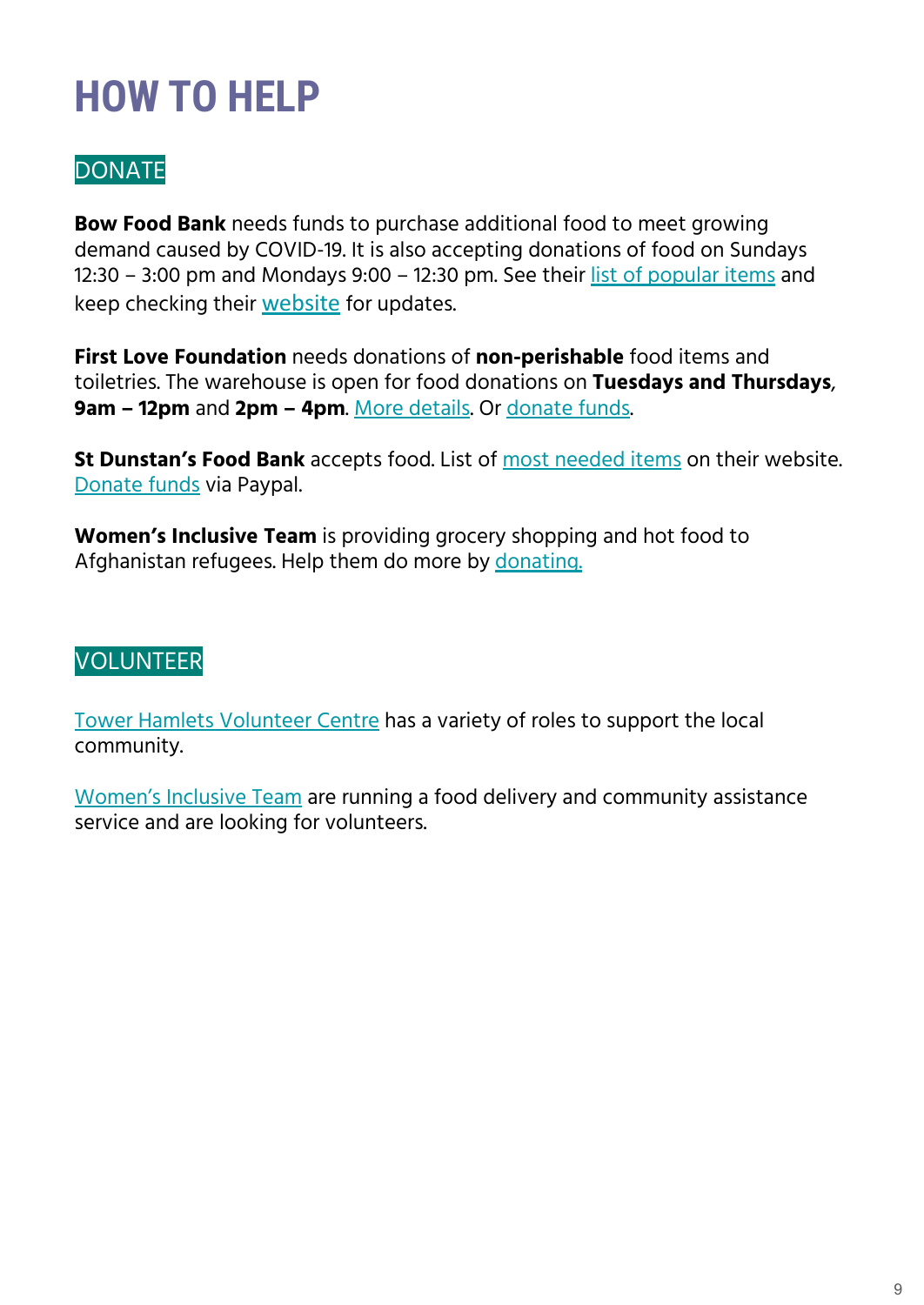# HOW TO HELP

## DONATE

**Bow Food Bank** needs funds to purchase additional food to meet growing demand caused by COVID-19. It is also accepting donations of food on Sundays 12:30 – 3:00 pm and Mondays 9:00 – 12:30 pm. See their list of popular items and keep checking their website for updates.

**First Love Foundation** needs donations of **non-perishable** food items and toiletries. The warehouse is open for food donations on **Tuesdays and Thursdays**, **9am – 12pm** and **2pm – 4pm**. More details. Or donate funds.

**St Dunstan's Food Bank** accepts food. List of most needed items on their website. Donate funds via Paypal.

**Women's Inclusive Team** is providing grocery shopping and hot food to Afghanistan refugees. Help them do more by donating.

## VOLUNTEER

Tower Hamlets Volunteer Centre has a variety of roles to support the local community.

Women's Inclusive Team are running a food delivery and community assistance service and are looking for volunteers.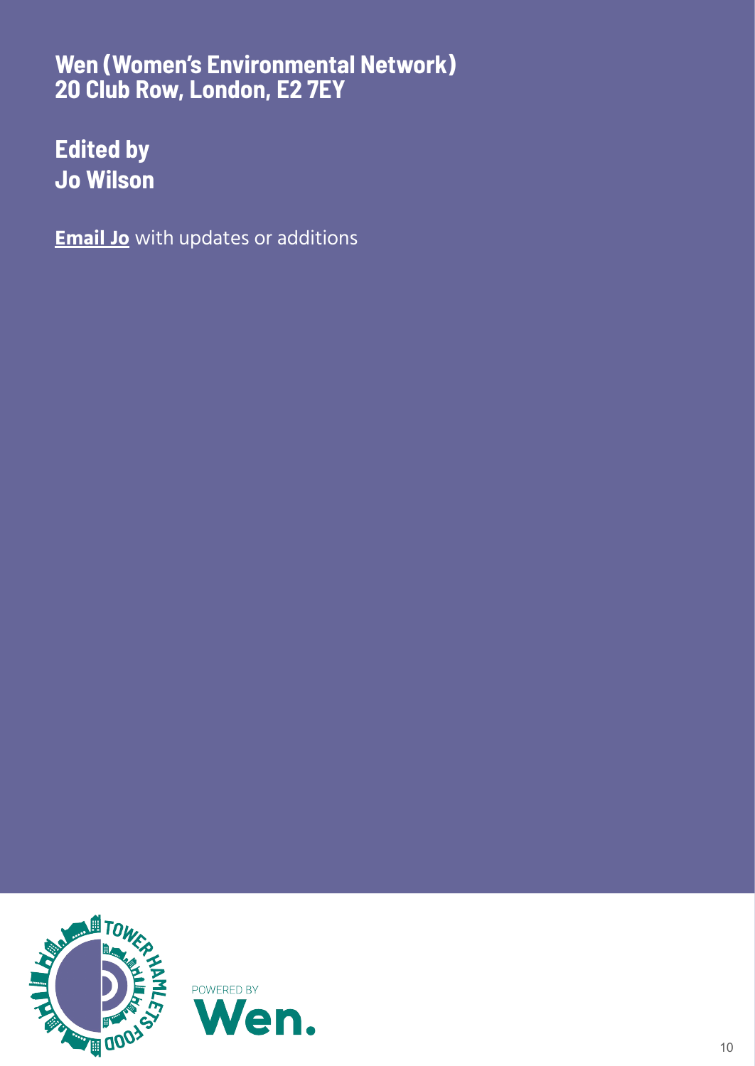**Wen (Women's Environmental Network)**
**20 Club Row, London, E2 7EY**

**Edited by**
**Jo Wilson**

**Email Jo** with updates or additions

POWERED BY
Wen.